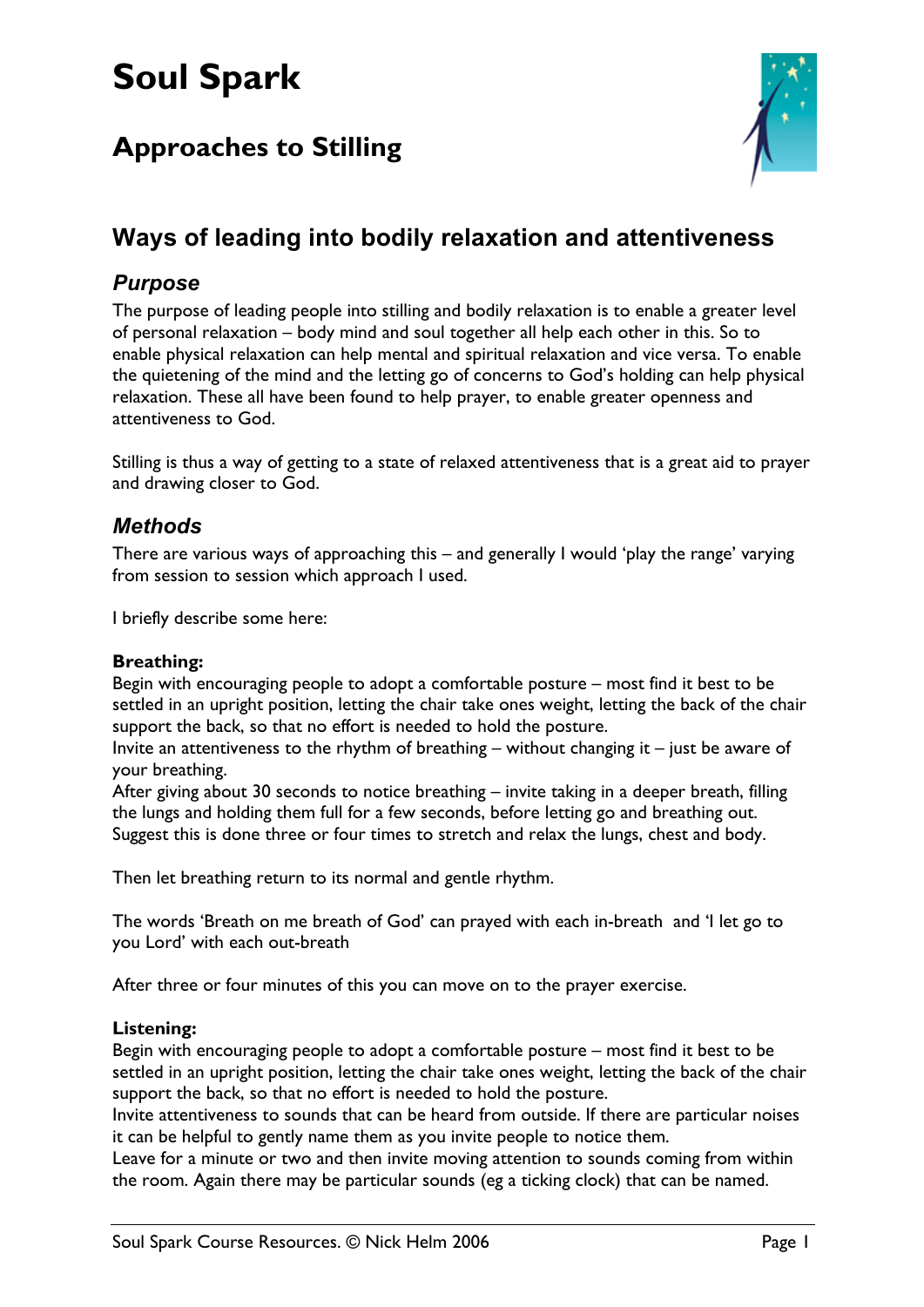# Soul Spark

## Approaches to Stilling

## Ways of leading into bodily relaxation and attentiveness

### *Purpose*

The purpose of leading people into stilling and bodily relaxation is to enable a greater level of personal relaxation – body mind and soul together all help each other in this. So to enable physical relaxation can help mental and spiritual relaxation and vice versa. To enable the quietening of the mind and the letting go of concerns to God's holding can help physical relaxation. These all have been found to help prayer, to enable greater openness and attentiveness to God.

Stilling is thus a way of getting to a state of relaxed attentiveness that is a great aid to prayer and drawing closer to God.

### *Methods*

There are various ways of approaching this – and generally I would 'play the range' varying from session to session which approach I used.

I briefly describe some here:

**Breathing:**
Begin with encouraging people to adopt a comfortable posture – most find it best to be settled in an upright position, letting the chair take ones weight, letting the back of the chair support the back, so that no effort is needed to hold the posture.
Invite an attentiveness to the rhythm of breathing – without changing it – just be aware of your breathing.
After giving about 30 seconds to notice breathing – invite taking in a deeper breath, filling the lungs and holding them full for a few seconds, before letting go and breathing out. Suggest this is done three or four times to stretch and relax the lungs, chest and body.

Then let breathing return to its normal and gentle rhythm.

The words 'Breath on me breath of God' can prayed with each in-breath and 'I let go to you Lord' with each out-breath

After three or four minutes of this you can move on to the prayer exercise.

**Listening:**
Begin with encouraging people to adopt a comfortable posture – most find it best to be settled in an upright position, letting the chair take ones weight, letting the back of the chair support the back, so that no effort is needed to hold the posture.
Invite attentiveness to sounds that can be heard from outside. If there are particular noises it can be helpful to gently name them as you invite people to notice them.
Leave for a minute or two and then invite moving attention to sounds coming from within the room. Again there may be particular sounds (eg a ticking clock) that can be named.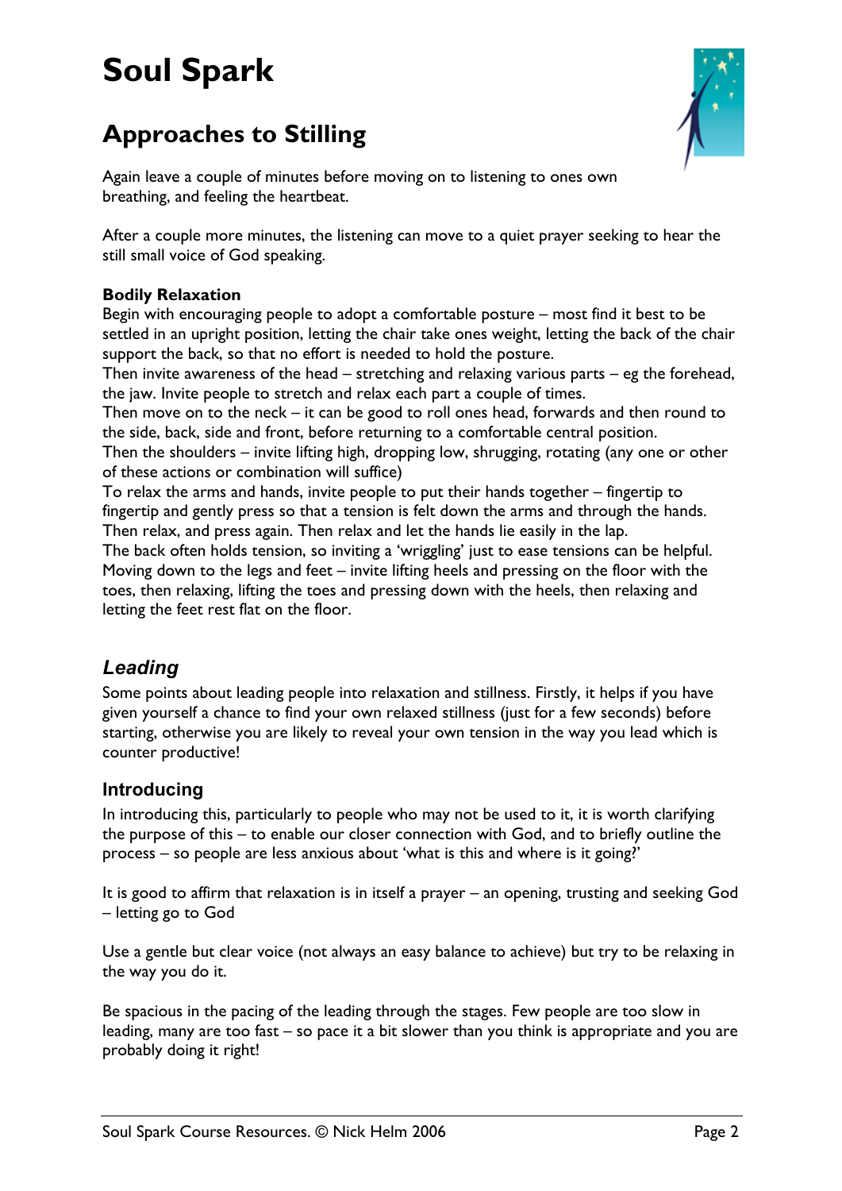# Soul Spark

## Approaches to Stilling

Again leave a couple of minutes before moving on to listening to ones own breathing, and feeling the heartbeat.

After a couple more minutes, the listening can move to a quiet prayer seeking to hear the still small voice of God speaking.

**Bodily Relaxation**

Begin with encouraging people to adopt a comfortable posture – most find it best to be settled in an upright position, letting the chair take ones weight, letting the back of the chair support the back, so that no effort is needed to hold the posture.

Then invite awareness of the head – stretching and relaxing various parts – eg the forehead, the jaw. Invite people to stretch and relax each part a couple of times.

Then move on to the neck – it can be good to roll ones head, forwards and then round to the side, back, side and front, before returning to a comfortable central position.

Then the shoulders – invite lifting high, dropping low, shrugging, rotating (any one or other of these actions or combination will suffice)

To relax the arms and hands, invite people to put their hands together – fingertip to fingertip and gently press so that a tension is felt down the arms and through the hands. Then relax, and press again. Then relax and let the hands lie easily in the lap.

The back often holds tension, so inviting a 'wriggling' just to ease tensions can be helpful. Moving down to the legs and feet – invite lifting heels and pressing on the floor with the toes, then relaxing, lifting the toes and pressing down with the heels, then relaxing and letting the feet rest flat on the floor.

## *Leading*

Some points about leading people into relaxation and stillness. Firstly, it helps if you have given yourself a chance to find your own relaxed stillness (just for a few seconds) before starting, otherwise you are likely to reveal your own tension in the way you lead which is counter productive!

### Introducing

In introducing this, particularly to people who may not be used to it, it is worth clarifying the purpose of this – to enable our closer connection with God, and to briefly outline the process – so people are less anxious about 'what is this and where is it going?'

It is good to affirm that relaxation is in itself a prayer – an opening, trusting and seeking God – letting go to God

Use a gentle but clear voice (not always an easy balance to achieve) but try to be relaxing in the way you do it.

Be spacious in the pacing of the leading through the stages. Few people are too slow in leading, many are too fast – so pace it a bit slower than you think is appropriate and you are probably doing it right!

Soul Spark Course Resources. © Nick Helm 2006